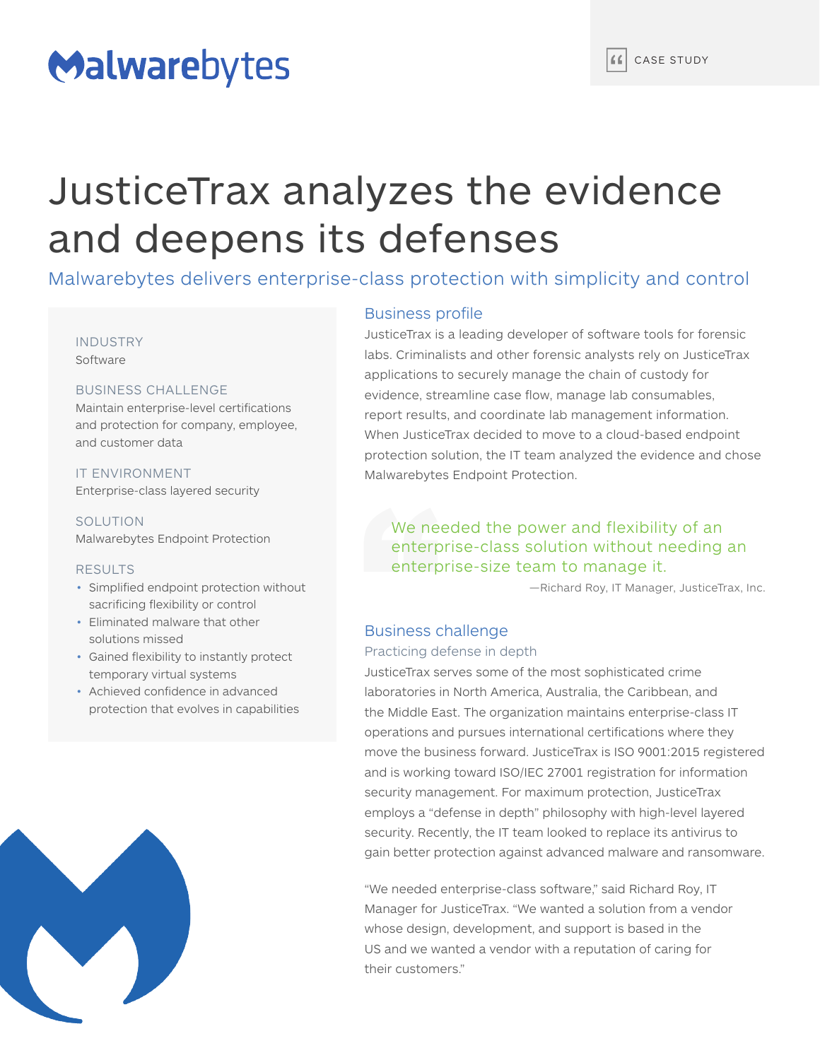Malwarebytes

CASE STUDY

# JusticeTrax analyzes the evidence and deepens its defenses

## Malwarebytes delivers enterprise-class protection with simplicity and control

INDUSTRY
Software

BUSINESS CHALLENGE
Maintain enterprise-level certifications and protection for company, employee, and customer data

IT ENVIRONMENT
Enterprise-class layered security

SOLUTION
Malwarebytes Endpoint Protection

RESULTS
- Simplified endpoint protection without sacrificing flexibility or control
- Eliminated malware that other solutions missed
- Gained flexibility to instantly protect temporary virtual systems
- Achieved confidence in advanced protection that evolves in capabilities

### Business profile

JusticeTrax is a leading developer of software tools for forensic labs. Criminalists and other forensic analysts rely on JusticeTrax applications to securely manage the chain of custody for evidence, streamline case flow, manage lab consumables, report results, and coordinate lab management information. When JusticeTrax decided to move to a cloud-based endpoint protection solution, the IT team analyzed the evidence and chose Malwarebytes Endpoint Protection.

> We needed the power and flexibility of an enterprise-class solution without needing an enterprise-size team to manage it.
>
> —Richard Roy, IT Manager, JusticeTrax, Inc.

### Business challenge

#### Practicing defense in depth

JusticeTrax serves some of the most sophisticated crime laboratories in North America, Australia, the Caribbean, and the Middle East. The organization maintains enterprise-class IT operations and pursues international certifications where they move the business forward. JusticeTrax is ISO 9001:2015 registered and is working toward ISO/IEC 27001 registration for information security management. For maximum protection, JusticeTrax employs a "defense in depth" philosophy with high-level layered security. Recently, the IT team looked to replace its antivirus to gain better protection against advanced malware and ransomware.

"We needed enterprise-class software," said Richard Roy, IT Manager for JusticeTrax. "We wanted a solution from a vendor whose design, development, and support is based in the US and we wanted a vendor with a reputation of caring for their customers."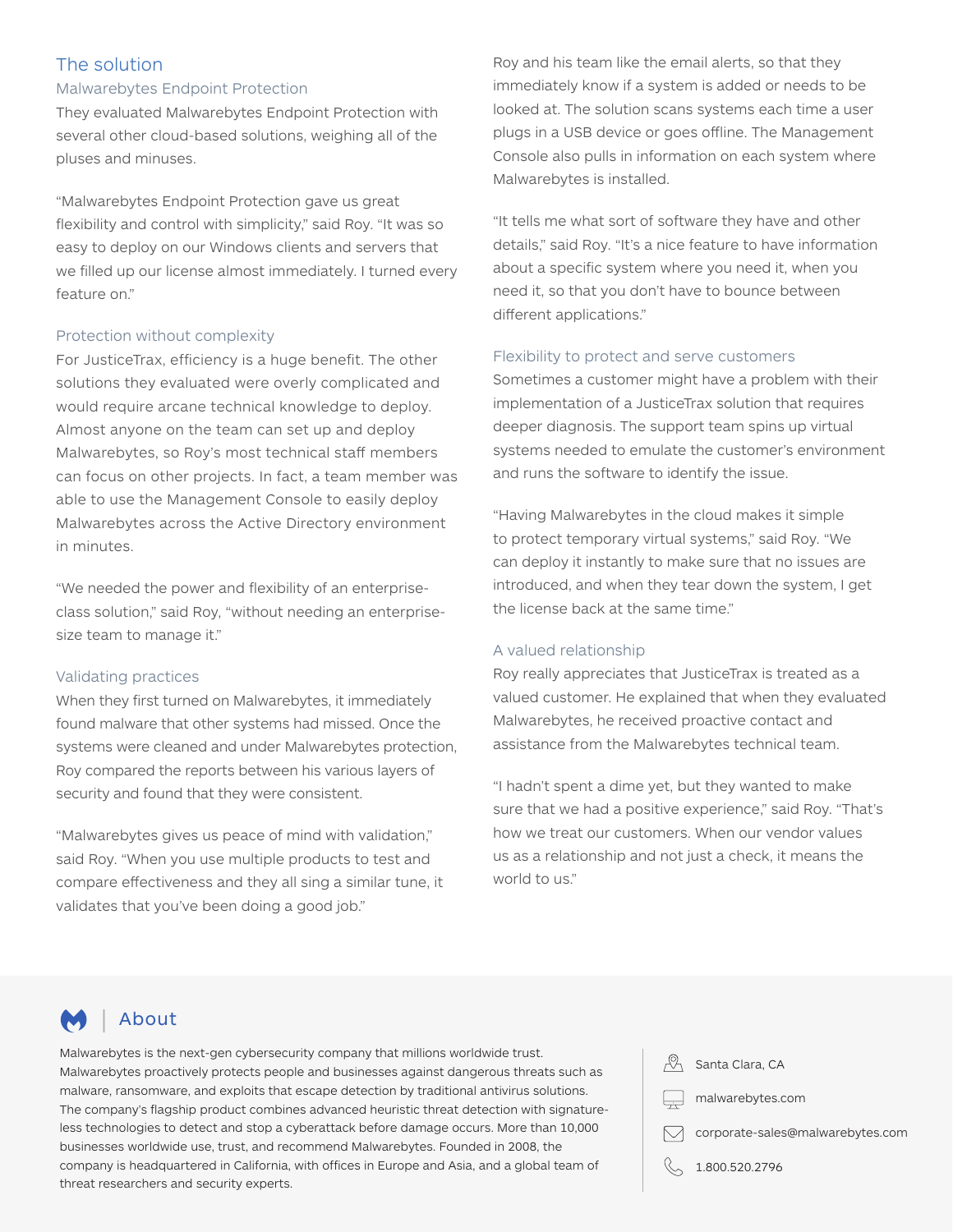## The solution

### Malwarebytes Endpoint Protection

They evaluated Malwarebytes Endpoint Protection with several other cloud-based solutions, weighing all of the pluses and minuses.

"Malwarebytes Endpoint Protection gave us great flexibility and control with simplicity," said Roy. "It was so easy to deploy on our Windows clients and servers that we filled up our license almost immediately. I turned every feature on."

### Protection without complexity

For JusticeTrax, efficiency is a huge benefit. The other solutions they evaluated were overly complicated and would require arcane technical knowledge to deploy. Almost anyone on the team can set up and deploy Malwarebytes, so Roy's most technical staff members can focus on other projects. In fact, a team member was able to use the Management Console to easily deploy Malwarebytes across the Active Directory environment in minutes.

"We needed the power and flexibility of an enterprise-class solution," said Roy, "without needing an enterprise-size team to manage it."

### Validating practices

When they first turned on Malwarebytes, it immediately found malware that other systems had missed. Once the systems were cleaned and under Malwarebytes protection, Roy compared the reports between his various layers of security and found that they were consistent.

"Malwarebytes gives us peace of mind with validation," said Roy. "When you use multiple products to test and compare effectiveness and they all sing a similar tune, it validates that you've been doing a good job."

Roy and his team like the email alerts, so that they immediately know if a system is added or needs to be looked at. The solution scans systems each time a user plugs in a USB device or goes offline. The Management Console also pulls in information on each system where Malwarebytes is installed.

"It tells me what sort of software they have and other details," said Roy. "It's a nice feature to have information about a specific system where you need it, when you need it, so that you don't have to bounce between different applications."

### Flexibility to protect and serve customers

Sometimes a customer might have a problem with their implementation of a JusticeTrax solution that requires deeper diagnosis. The support team spins up virtual systems needed to emulate the customer's environment and runs the software to identify the issue.

"Having Malwarebytes in the cloud makes it simple to protect temporary virtual systems," said Roy. "We can deploy it instantly to make sure that no issues are introduced, and when they tear down the system, I get the license back at the same time."

### A valued relationship

Roy really appreciates that JusticeTrax is treated as a valued customer. He explained that when they evaluated Malwarebytes, he received proactive contact and assistance from the Malwarebytes technical team.

"I hadn't spent a dime yet, but they wanted to make sure that we had a positive experience," said Roy. "That's how we treat our customers. When our vendor values us as a relationship and not just a check, it means the world to us."

## About

Malwarebytes is the next-gen cybersecurity company that millions worldwide trust. Malwarebytes proactively protects people and businesses against dangerous threats such as malware, ransomware, and exploits that escape detection by traditional antivirus solutions. The company's flagship product combines advanced heuristic threat detection with signature-less technologies to detect and stop a cyberattack before damage occurs. More than 10,000 businesses worldwide use, trust, and recommend Malwarebytes. Founded in 2008, the company is headquartered in California, with offices in Europe and Asia, and a global team of threat researchers and security experts.

Santa Clara, CA

malwarebytes.com

corporate-sales@malwarebytes.com

1.800.520.2796